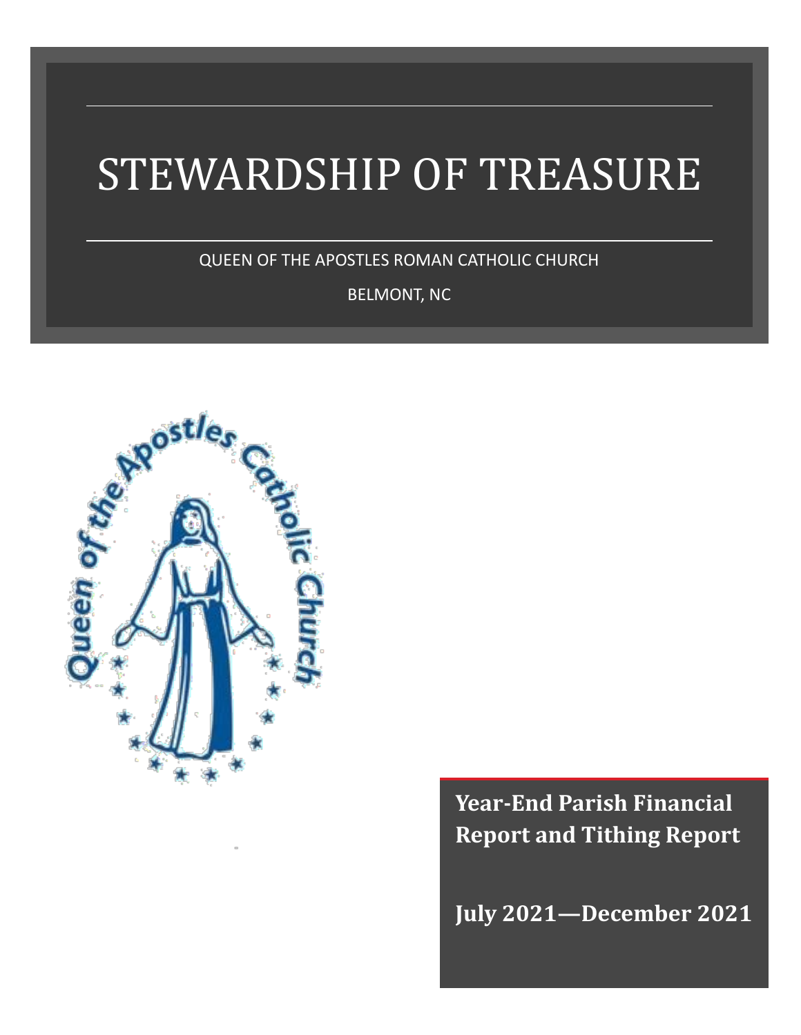# STEWARDSHIP OF TREASURE

QUEEN OF THE APOSTLES ROMAN CATHOLIC CHURCH

BELMONT, NC

**Year-End Parish Financial Report and Tithing Report**

**July 2021—December 2021**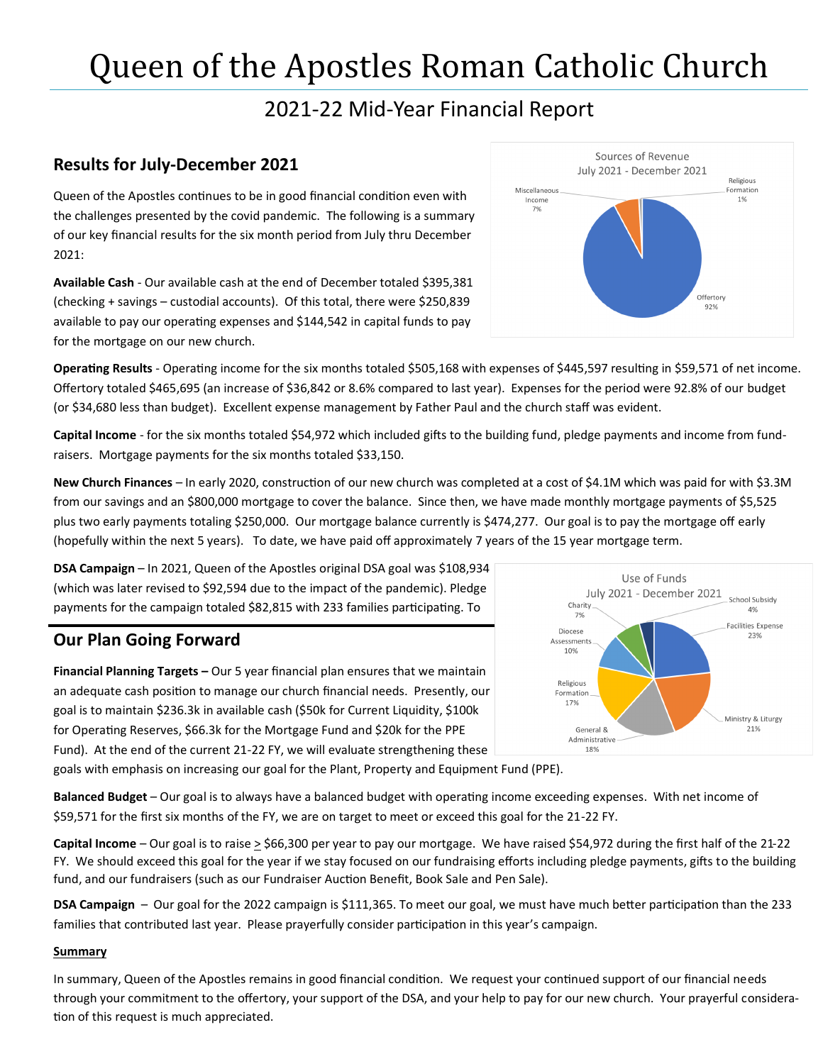# Queen of the Apostles Roman Catholic Church

## 2021-22 Mid-Year Financial Report

### Results for July-December 2021

Queen of the Apostles continues to be in good financial condition even with the challenges presented by the covid pandemic. The following is a summary of our key financial results for the six month period from July thru December 2021:

Sources of Revenue
July 2021 - December 2021

- Offertory 92%
- Miscellaneous Income 7%
- Religious Formation 1%

**Available Cash** - Our available cash at the end of December totaled $395,381 (checking + savings – custodial accounts). Of this total, there were $250,839 available to pay our operating expenses and $144,542 in capital funds to pay for the mortgage on our new church.

**Operating Results** - Operating income for the six months totaled $505,168 with expenses of $445,597 resulting in $59,571 of net income. Offertory totaled $465,695 (an increase of $36,842 or 8.6% compared to last year). Expenses for the period were 92.8% of our budget (or $34,680 less than budget). Excellent expense management by Father Paul and the church staff was evident.

**Capital Income** - for the six months totaled $54,972 which included gifts to the building fund, pledge payments and income from fund-raisers. Mortgage payments for the six months totaled $33,150.

**New Church Finances** – In early 2020, construction of our new church was completed at a cost of $4.1M which was paid for with $3.3M from our savings and an $800,000 mortgage to cover the balance. Since then, we have made monthly mortgage payments of $5,525 plus two early payments totaling $250,000. Our mortgage balance currently is $474,277. Our goal is to pay the mortgage off early (hopefully within the next 5 years). To date, we have paid off approximately 7 years of the 15 year mortgage term.

**DSA Campaign** – In 2021, Queen of the Apostles original DSA goal was $108,934 (which was later revised to $92,594 due to the impact of the pandemic). Pledge payments for the campaign totaled $82,815 with 233 families participating. To

Use of Funds
July 2021 - December 2021

- Facilities Expense 23%
- Ministry & Liturgy 21%
- General & Administrative 18%
- Religious Formation 17%
- Diocese Assessments 10%
- Charity 7%
- School Subsidy 4%

### Our Plan Going Forward

**Financial Planning Targets –** Our 5 year financial plan ensures that we maintain an adequate cash position to manage our church financial needs. Presently, our goal is to maintain $236.3k in available cash ($50k for Current Liquidity, $100k for Operating Reserves, $66.3k for the Mortgage Fund and $20k for the PPE Fund). At the end of the current 21-22 FY, we will evaluate strengthening these goals with emphasis on increasing our goal for the Plant, Property and Equipment Fund (PPE).

**Balanced Budget** – Our goal is to always have a balanced budget with operating income exceeding expenses. With net income of $59,571 for the first six months of the FY, we are on target to meet or exceed this goal for the 21-22 FY.

**Capital Income** – Our goal is to raise ≥ $66,300 per year to pay our mortgage. We have raised $54,972 during the first half of the 21-22 FY. We should exceed this goal for the year if we stay focused on our fundraising efforts including pledge payments, gifts to the building fund, and our fundraisers (such as our Fundraiser Auction Benefit, Book Sale and Pen Sale).

**DSA Campaign** – Our goal for the 2022 campaign is $111,365. To meet our goal, we must have much better participation than the 233 families that contributed last year. Please prayerfully consider participation in this year's campaign.

**Summary**

In summary, Queen of the Apostles remains in good financial condition. We request your continued support of our financial needs through your commitment to the offertory, your support of the DSA, and your help to pay for our new church. Your prayerful consideration of this request is much appreciated.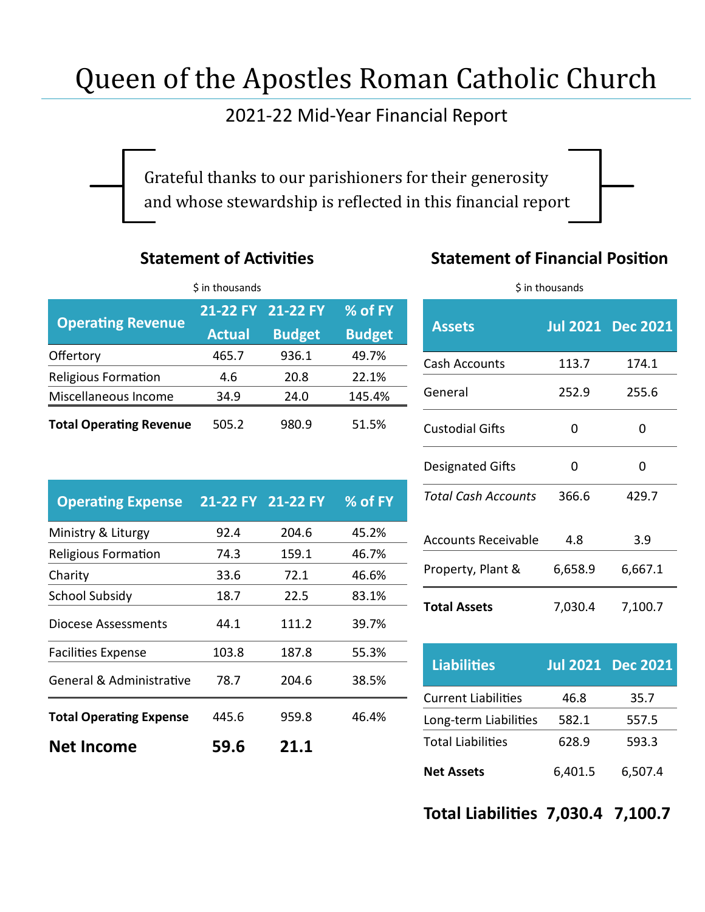# Queen of the Apostles Roman Catholic Church

## 2021-22 Mid-Year Financial Report

Grateful thanks to our parishioners for their generosity and whose stewardship is reflected in this financial report

### Statement of Activities

$ in thousands

| Operating Revenue | 21-22 FY Actual | 21-22 FY Budget | % of FY Budget |
|---|---|---|---|
| Offertory | 465.7 | 936.1 | 49.7% |
| Religious Formation | 4.6 | 20.8 | 22.1% |
| Miscellaneous Income | 34.9 | 24.0 | 145.4% |
| **Total Operating Revenue** | 505.2 | 980.9 | 51.5% |

| Operating Expense | 21-22 FY | 21-22 FY | % of FY |
|---|---|---|---|
| Ministry & Liturgy | 92.4 | 204.6 | 45.2% |
| Religious Formation | 74.3 | 159.1 | 46.7% |
| Charity | 33.6 | 72.1 | 46.6% |
| School Subsidy | 18.7 | 22.5 | 83.1% |
| Diocese Assessments | 44.1 | 111.2 | 39.7% |
| Facilities Expense | 103.8 | 187.8 | 55.3% |
| General & Administrative | 78.7 | 204.6 | 38.5% |
| **Total Operating Expense** | 445.6 | 959.8 | 46.4% |
| **Net Income** | **59.6** | **21.1** | |

### Statement of Financial Position

$ in thousands

| Assets | Jul 2021 | Dec 2021 |
|---|---|---|
| Cash Accounts | 113.7 | 174.1 |
| General | 252.9 | 255.6 |
| Custodial Gifts | 0 | 0 |
| Designated Gifts | 0 | 0 |
| *Total Cash Accounts* | 366.6 | 429.7 |
| Accounts Receivable | 4.8 | 3.9 |
| Property, Plant & | 6,658.9 | 6,667.1 |
| **Total Assets** | 7,030.4 | 7,100.7 |

| Liabilities | Jul 2021 | Dec 2021 |
|---|---|---|
| Current Liabilities | 46.8 | 35.7 |
| Long-term Liabilities | 582.1 | 557.5 |
| Total Liabilities | 628.9 | 593.3 |
| **Net Assets** | 6,401.5 | 6,507.4 |
| **Total Liabilities** | **7,030.4** | **7,100.7** |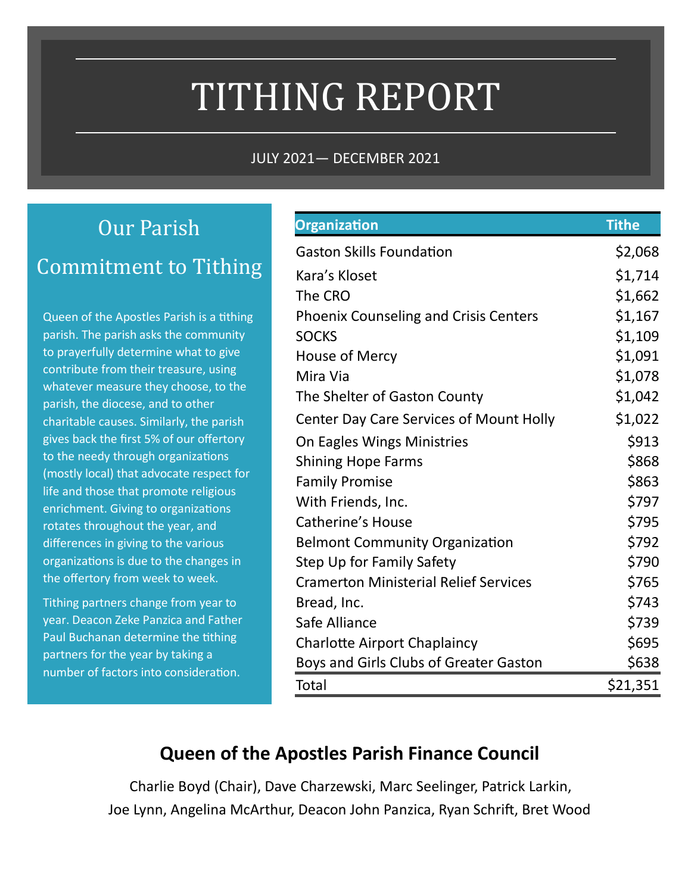# TITHING REPORT

JULY 2021— DECEMBER 2021

## Our Parish Commitment to Tithing

Queen of the Apostles Parish is a tithing parish. The parish asks the community to prayerfully determine what to give contribute from their treasure, using whatever measure they choose, to the parish, the diocese, and to other charitable causes. Similarly, the parish gives back the first 5% of our offertory to the needy through organizations (mostly local) that advocate respect for life and those that promote religious enrichment. Giving to organizations rotates throughout the year, and differences in giving to the various organizations is due to the changes in the offertory from week to week.

Tithing partners change from year to year. Deacon Zeke Panzica and Father Paul Buchanan determine the tithing partners for the year by taking a number of factors into consideration.

| Organization | Tithe |
|---|---|
| Gaston Skills Foundation | $2,068 |
| Kara's Kloset | $1,714 |
| The CRO | $1,662 |
| Phoenix Counseling and Crisis Centers | $1,167 |
| SOCKS | $1,109 |
| House of Mercy | $1,091 |
| Mira Via | $1,078 |
| The Shelter of Gaston County | $1,042 |
| Center Day Care Services of Mount Holly | $1,022 |
| On Eagles Wings Ministries | $913 |
| Shining Hope Farms | $868 |
| Family Promise | $863 |
| With Friends, Inc. | $797 |
| Catherine's House | $795 |
| Belmont Community Organization | $792 |
| Step Up for Family Safety | $790 |
| Cramerton Ministerial Relief Services | $765 |
| Bread, Inc. | $743 |
| Safe Alliance | $739 |
| Charlotte Airport Chaplaincy | $695 |
| Boys and Girls Clubs of Greater Gaston | $638 |
| Total | $21,351 |

## Queen of the Apostles Parish Finance Council

Charlie Boyd (Chair), Dave Charzewski, Marc Seelinger, Patrick Larkin, Joe Lynn, Angelina McArthur, Deacon John Panzica, Ryan Schrift, Bret Wood